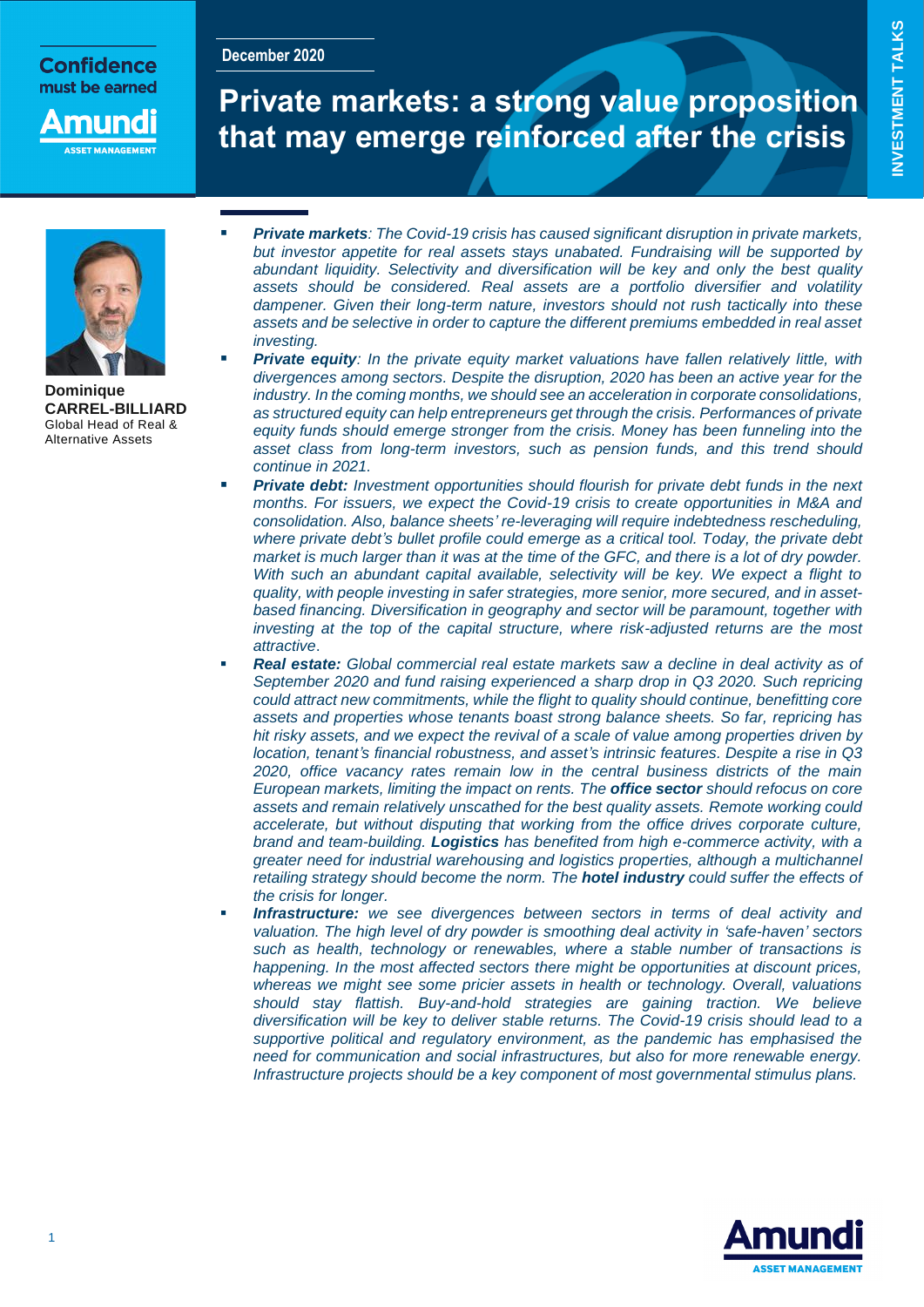Confidence must be earned

December 2020

# Private markets: a strong value proposition that may emerge reinforced after the crisis

**Dominique CARREL-BILLIARD**
Global Head of Real & Alternative Assets

- ***Private markets****: The Covid-19 crisis has caused significant disruption in private markets, but investor appetite for real assets stays unabated. Fundraising will be supported by abundant liquidity. Selectivity and diversification will be key and only the best quality assets should be considered. Real assets are a portfolio diversifier and volatility dampener. Given their long-term nature, investors should not rush tactically into these assets and be selective in order to capture the different premiums embedded in real asset investing.*
- ***Private equity****: In the private equity market valuations have fallen relatively little, with divergences among sectors. Despite the disruption, 2020 has been an active year for the industry. In the coming months, we should see an acceleration in corporate consolidations, as structured equity can help entrepreneurs get through the crisis. Performances of private equity funds should emerge stronger from the crisis. Money has been funneling into the asset class from long-term investors, such as pension funds, and this trend should continue in 2021.*
- ***Private debt:*** *Investment opportunities should flourish for private debt funds in the next months. For issuers, we expect the Covid-19 crisis to create opportunities in M&A and consolidation. Also, balance sheets' re-leveraging will require indebtedness rescheduling, where private debt's bullet profile could emerge as a critical tool. Today, the private debt market is much larger than it was at the time of the GFC, and there is a lot of dry powder. With such an abundant capital available, selectivity will be key. We expect a flight to quality, with people investing in safer strategies, more senior, more secured, and in asset-based financing. Diversification in geography and sector will be paramount, together with investing at the top of the capital structure, where risk-adjusted returns are the most attractive.*
- ***Real estate:*** *Global commercial real estate markets saw a decline in deal activity as of September 2020 and fund raising experienced a sharp drop in Q3 2020. Such repricing could attract new commitments, while the flight to quality should continue, benefitting core assets and properties whose tenants boast strong balance sheets. So far, repricing has hit risky assets, and we expect the revival of a scale of value among properties driven by location, tenant's financial robustness, and asset's intrinsic features. Despite a rise in Q3 2020, office vacancy rates remain low in the central business districts of the main European markets, limiting the impact on rents. The* ***office sector*** *should refocus on core assets and remain relatively unscathed for the best quality assets. Remote working could accelerate, but without disputing that working from the office drives corporate culture, brand and team-building.* ***Logistics*** *has benefited from high e-commerce activity, with a greater need for industrial warehousing and logistics properties, although a multichannel retailing strategy should become the norm. The* ***hotel industry*** *could suffer the effects of the crisis for longer.*
- ***Infrastructure:*** *we see divergences between sectors in terms of deal activity and valuation. The high level of dry powder is smoothing deal activity in 'safe-haven' sectors such as health, technology or renewables, where a stable number of transactions is happening. In the most affected sectors there might be opportunities at discount prices, whereas we might see some pricier assets in health or technology. Overall, valuations should stay flattish. Buy-and-hold strategies are gaining traction. We believe diversification will be key to deliver stable returns. The Covid-19 crisis should lead to a supportive political and regulatory environment, as the pandemic has emphasised the need for communication and social infrastructures, but also for more renewable energy. Infrastructure projects should be a key component of most governmental stimulus plans.*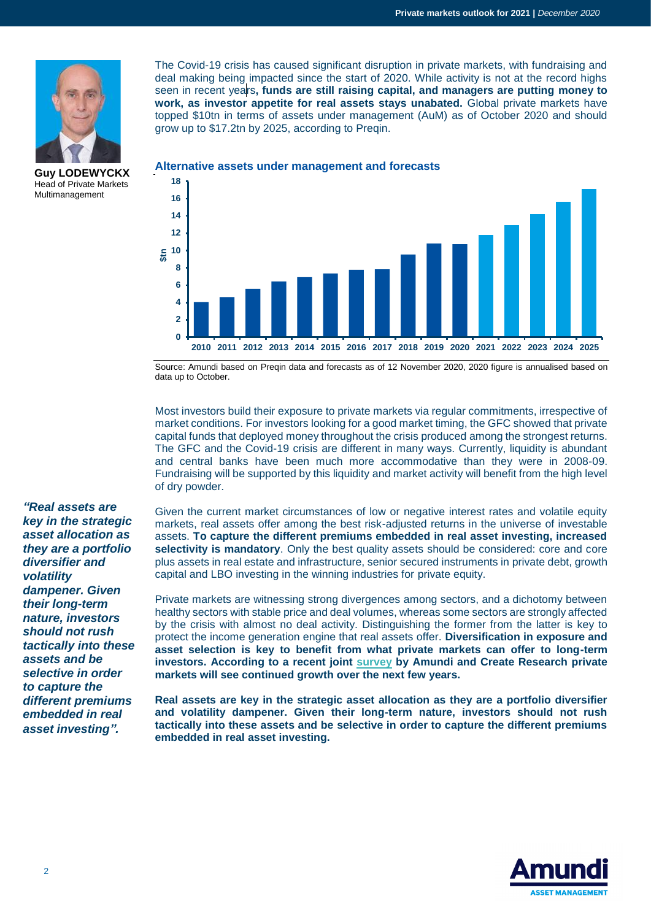**Guy LODEWYCKX**
Head of Private Markets Multimanagement

The Covid-19 crisis has caused significant disruption in private markets, with fundraising and deal making being impacted since the start of 2020. While activity is not at the record highs seen in recent years**, funds are still raising capital, and managers are putting money to work, as investor appetite for real assets stays unabated.** Global private markets have topped $10tn in terms of assets under management (AuM) as of October 2020 and should grow up to $17.2tn by 2025, according to Preqin.

**Alternative assets under management and forecasts**

Source: Amundi based on Preqin data and forecasts as of 12 November 2020, 2020 figure is annualised based on data up to October.

Most investors build their exposure to private markets via regular commitments, irrespective of market conditions. For investors looking for a good market timing, the GFC showed that private capital funds that deployed money throughout the crisis produced among the strongest returns. The GFC and the Covid-19 crisis are different in many ways. Currently, liquidity is abundant and central banks have been much more accommodative than they were in 2008-09. Fundraising will be supported by this liquidity and market activity will benefit from the high level of dry powder.

***"Real assets are key in the strategic asset allocation as they are a portfolio diversifier and volatility dampener. Given their long-term nature, investors should not rush tactically into these assets and be selective in order to capture the different premiums embedded in real asset investing".***

Given the current market circumstances of low or negative interest rates and volatile equity markets, real assets offer among the best risk-adjusted returns in the universe of investable assets. **To capture the different premiums embedded in real asset investing, increased selectivity is mandatory**. Only the best quality assets should be considered: core and core plus assets in real estate and infrastructure, senior secured instruments in private debt, growth capital and LBO investing in the winning industries for private equity.

Private markets are witnessing strong divergences among sectors, and a dichotomy between healthy sectors with stable price and deal volumes, whereas some sectors are strongly affected by the crisis with almost no deal activity. Distinguishing the former from the latter is key to protect the income generation engine that real assets offer. **Diversification in exposure and asset selection is key to benefit from what private markets can offer to long-term investors. According to a recent joint survey by Amundi and Create Research private markets will see continued growth over the next few years.**

**Real assets are key in the strategic asset allocation as they are a portfolio diversifier and volatility dampener. Given their long-term nature, investors should not rush tactically into these assets and be selective in order to capture the different premiums embedded in real asset investing.**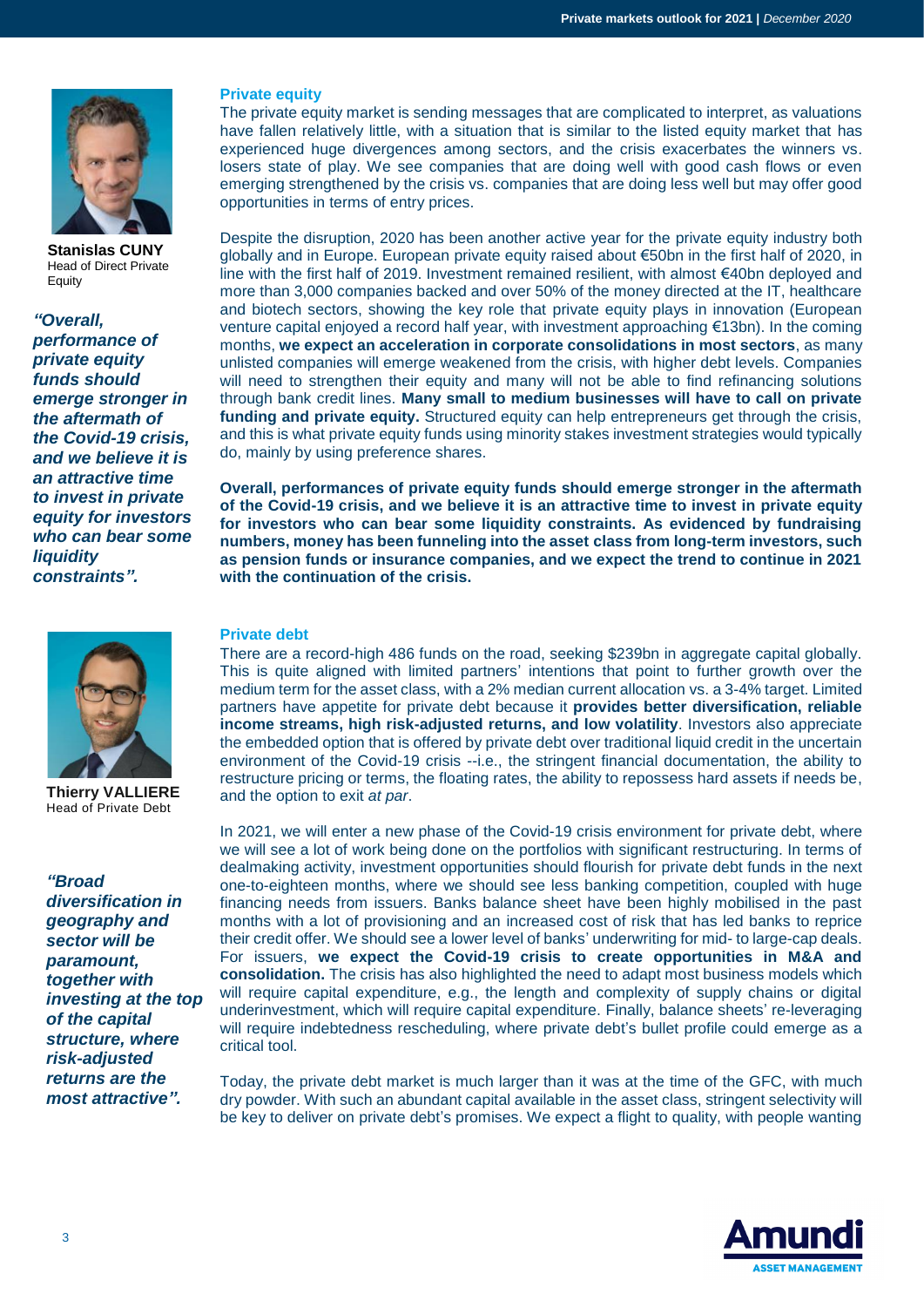**Stanislas CUNY**
Head of Direct Private Equity

*"Overall, performance of private equity funds should emerge stronger in the aftermath of the Covid-19 crisis, and we believe it is an attractive time to invest in private equity for investors who can bear some liquidity constraints".*

## Private equity

The private equity market is sending messages that are complicated to interpret, as valuations have fallen relatively little, with a situation that is similar to the listed equity market that has experienced huge divergences among sectors, and the crisis exacerbates the winners vs. losers state of play. We see companies that are doing well with good cash flows or even emerging strengthened by the crisis vs. companies that are doing less well but may offer good opportunities in terms of entry prices.

Despite the disruption, 2020 has been another active year for the private equity industry both globally and in Europe. European private equity raised about €50bn in the first half of 2020, in line with the first half of 2019. Investment remained resilient, with almost €40bn deployed and more than 3,000 companies backed and over 50% of the money directed at the IT, healthcare and biotech sectors, showing the key role that private equity plays in innovation (European venture capital enjoyed a record half year, with investment approaching €13bn). In the coming months, **we expect an acceleration in corporate consolidations in most sectors**, as many unlisted companies will emerge weakened from the crisis, with higher debt levels. Companies will need to strengthen their equity and many will not be able to find refinancing solutions through bank credit lines. **Many small to medium businesses will have to call on private funding and private equity.** Structured equity can help entrepreneurs get through the crisis, and this is what private equity funds using minority stakes investment strategies would typically do, mainly by using preference shares.

**Overall, performances of private equity funds should emerge stronger in the aftermath of the Covid-19 crisis, and we believe it is an attractive time to invest in private equity for investors who can bear some liquidity constraints. As evidenced by fundraising numbers, money has been funneling into the asset class from long-term investors, such as pension funds or insurance companies, and we expect the trend to continue in 2021 with the continuation of the crisis.**

**Thierry VALLIERE**
Head of Private Debt

*"Broad diversification in geography and sector will be paramount, together with investing at the top of the capital structure, where risk-adjusted returns are the most attractive".*

## Private debt

There are a record-high 486 funds on the road, seeking $239bn in aggregate capital globally. This is quite aligned with limited partners' intentions that point to further growth over the medium term for the asset class, with a 2% median current allocation vs. a 3-4% target. Limited partners have appetite for private debt because it **provides better diversification, reliable income streams, high risk-adjusted returns, and low volatility**. Investors also appreciate the embedded option that is offered by private debt over traditional liquid credit in the uncertain environment of the Covid-19 crisis --i.e., the stringent financial documentation, the ability to restructure pricing or terms, the floating rates, the ability to repossess hard assets if needs be, and the option to exit *at par*.

In 2021, we will enter a new phase of the Covid-19 crisis environment for private debt, where we will see a lot of work being done on the portfolios with significant restructuring. In terms of dealmaking activity, investment opportunities should flourish for private debt funds in the next one-to-eighteen months, where we should see less banking competition, coupled with huge financing needs from issuers. Banks balance sheet have been highly mobilised in the past months with a lot of provisioning and an increased cost of risk that has led banks to reprice their credit offer. We should see a lower level of banks' underwriting for mid- to large-cap deals. For issuers, **we expect the Covid-19 crisis to create opportunities in M&A and consolidation.** The crisis has also highlighted the need to adapt most business models which will require capital expenditure, e.g., the length and complexity of supply chains or digital underinvestment, which will require capital expenditure. Finally, balance sheets' re-leveraging will require indebtedness rescheduling, where private debt's bullet profile could emerge as a critical tool.

Today, the private debt market is much larger than it was at the time of the GFC, with much dry powder. With such an abundant capital available in the asset class, stringent selectivity will be key to deliver on private debt's promises. We expect a flight to quality, with people wanting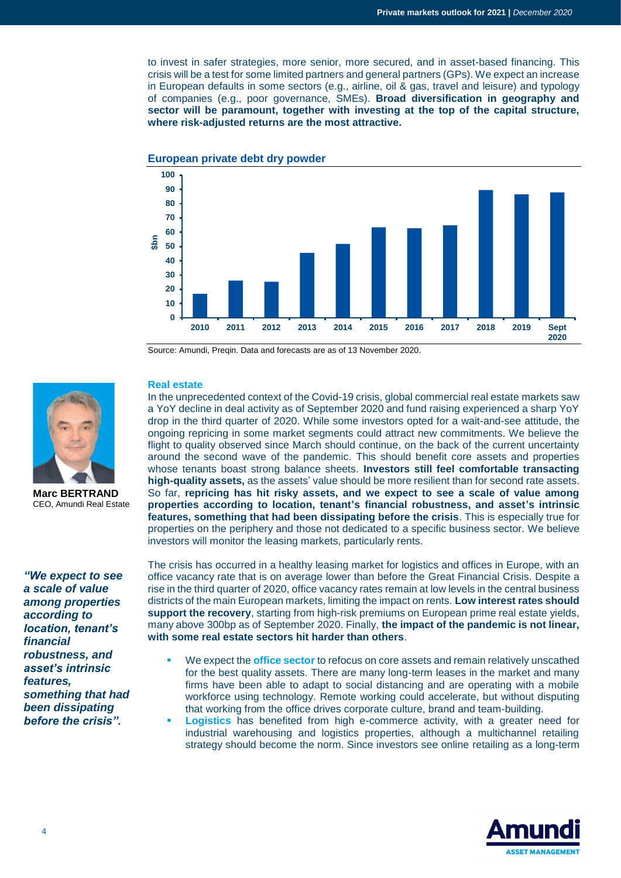to invest in safer strategies, more senior, more secured, and in asset-based financing. This crisis will be a test for some limited partners and general partners (GPs). We expect an increase in European defaults in some sectors (e.g., airline, oil & gas, travel and leisure) and typology of companies (e.g., poor governance, SMEs). **Broad diversification in geography and sector will be paramount, together with investing at the top of the capital structure, where risk-adjusted returns are the most attractive.**

**European private debt dry powder**

| Year | $bn |
|---|---|
| 2010 | 17 |
| 2011 | 26 |
| 2012 | 25 |
| 2013 | 45 |
| 2014 | 51 |
| 2015 | 63 |
| 2016 | 62 |
| 2017 | 64 |
| 2018 | 89 |
| 2019 | 86 |
| Sept 2020 | 87 |

Source: Amundi, Preqin. Data and forecasts are as of 13 November 2020.

## Real estate

**Marc BERTRAND**
CEO, Amundi Real Estate

*"We expect to see a scale of value among properties according to location, tenant's financial robustness, and asset's intrinsic features, something that had been dissipating before the crisis".*

In the unprecedented context of the Covid-19 crisis, global commercial real estate markets saw a YoY decline in deal activity as of September 2020 and fund raising experienced a sharp YoY drop in the third quarter of 2020. While some investors opted for a wait-and-see attitude, the ongoing repricing in some market segments could attract new commitments. We believe the flight to quality observed since March should continue, on the back of the current uncertainty around the second wave of the pandemic. This should benefit core assets and properties whose tenants boast strong balance sheets. **Investors still feel comfortable transacting high-quality assets,** as the assets' value should be more resilient than for second rate assets. So far, **repricing has hit risky assets, and we expect to see a scale of value among properties according to location, tenant's financial robustness, and asset's intrinsic features, something that had been dissipating before the crisis**. This is especially true for properties on the periphery and those not dedicated to a specific business sector. We believe investors will monitor the leasing markets, particularly rents.

The crisis has occurred in a healthy leasing market for logistics and offices in Europe, with an office vacancy rate that is on average lower than before the Great Financial Crisis. Despite a rise in the third quarter of 2020, office vacancy rates remain at low levels in the central business districts of the main European markets, limiting the impact on rents. **Low interest rates should support the recovery**, starting from high-risk premiums on European prime real estate yields, many above 300bp as of September 2020. Finally, **the impact of the pandemic is not linear, with some real estate sectors hit harder than others**.

- We expect the **office sector** to refocus on core assets and remain relatively unscathed for the best quality assets. There are many long-term leases in the market and many firms have been able to adapt to social distancing and are operating with a mobile workforce using technology. Remote working could accelerate, but without disputing that working from the office drives corporate culture, brand and team-building.
- **Logistics** has benefited from high e-commerce activity, with a greater need for industrial warehousing and logistics properties, although a multichannel retailing strategy should become the norm. Since investors see online retailing as a long-term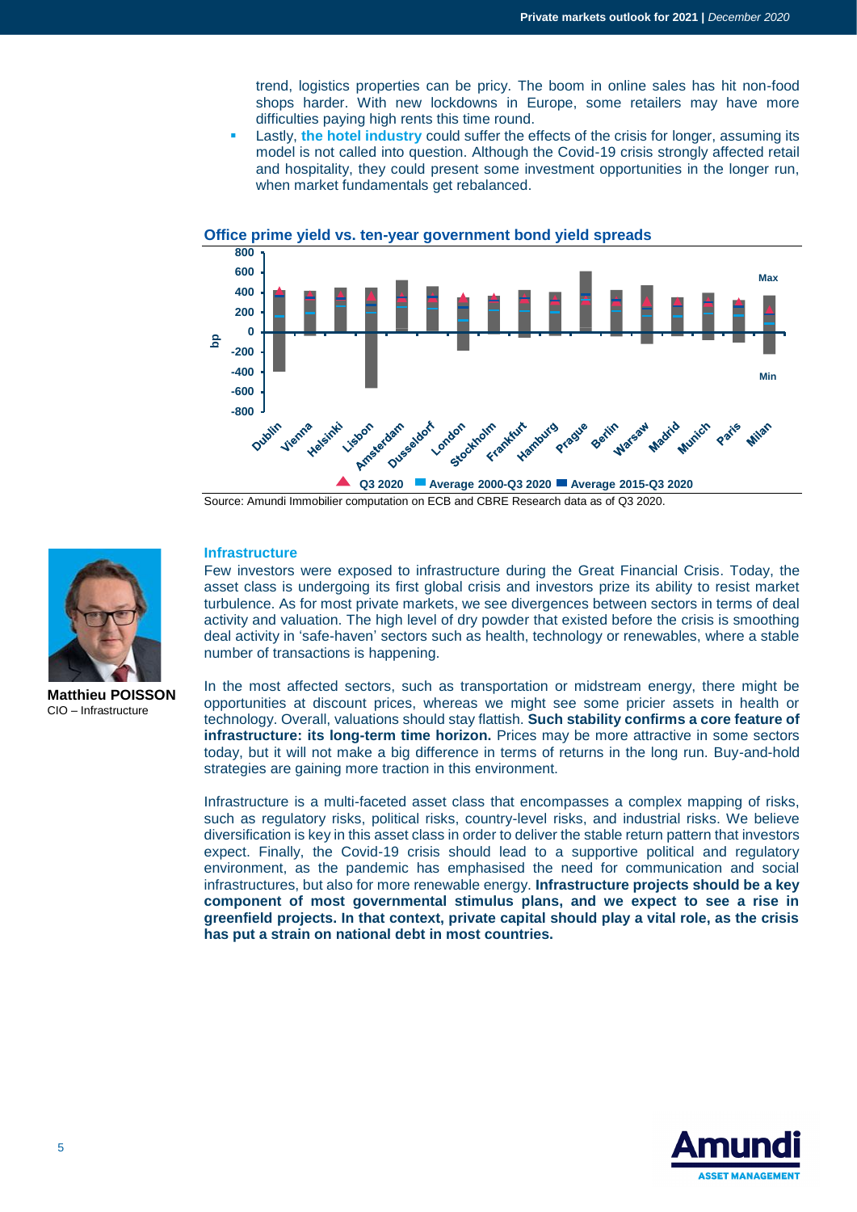trend, logistics properties can be pricy. The boom in online sales has hit non-food shops harder. With new lockdowns in Europe, some retailers may have more difficulties paying high rents this time round.

- Lastly, **the hotel industry** could suffer the effects of the crisis for longer, assuming its model is not called into question. Although the Covid-19 crisis strongly affected retail and hospitality, they could present some investment opportunities in the longer run, when market fundamentals get rebalanced.

**Office prime yield vs. ten-year government bond yield spreads**

Source: Amundi Immobilier computation on ECB and CBRE Research data as of Q3 2020.

**Matthieu POISSON**
CIO – Infrastructure

## Infrastructure

Few investors were exposed to infrastructure during the Great Financial Crisis. Today, the asset class is undergoing its first global crisis and investors prize its ability to resist market turbulence. As for most private markets, we see divergences between sectors in terms of deal activity and valuation. The high level of dry powder that existed before the crisis is smoothing deal activity in 'safe-haven' sectors such as health, technology or renewables, where a stable number of transactions is happening.

In the most affected sectors, such as transportation or midstream energy, there might be opportunities at discount prices, whereas we might see some pricier assets in health or technology. Overall, valuations should stay flattish. **Such stability confirms a core feature of infrastructure: its long-term time horizon.** Prices may be more attractive in some sectors today, but it will not make a big difference in terms of returns in the long run. Buy-and-hold strategies are gaining more traction in this environment.

Infrastructure is a multi-faceted asset class that encompasses a complex mapping of risks, such as regulatory risks, political risks, country-level risks, and industrial risks. We believe diversification is key in this asset class in order to deliver the stable return pattern that investors expect. Finally, the Covid-19 crisis should lead to a supportive political and regulatory environment, as the pandemic has emphasised the need for communication and social infrastructures, but also for more renewable energy. **Infrastructure projects should be a key component of most governmental stimulus plans, and we expect to see a rise in greenfield projects. In that context, private capital should play a vital role, as the crisis has put a strain on national debt in most countries.**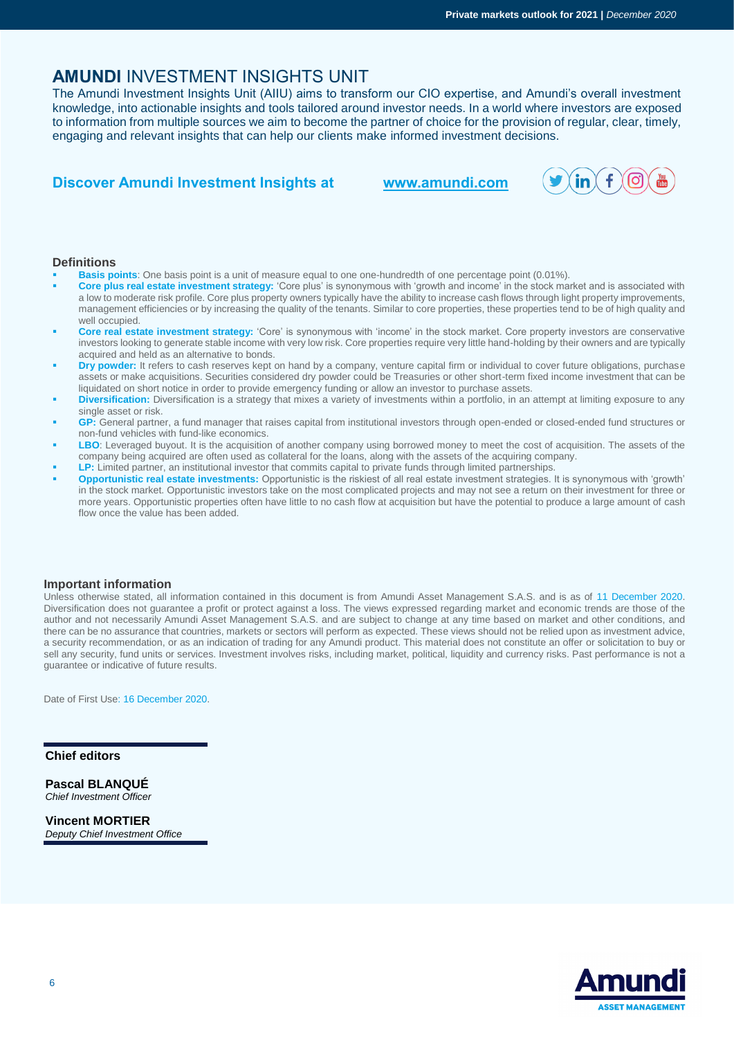# **AMUNDI** INVESTMENT INSIGHTS UNIT

The Amundi Investment Insights Unit (AIIU) aims to transform our CIO expertise, and Amundi's overall investment knowledge, into actionable insights and tools tailored around investor needs. In a world where investors are exposed to information from multiple sources we aim to become the partner of choice for the provision of regular, clear, timely, engaging and relevant insights that can help our clients make informed investment decisions.

**Discover Amundi Investment Insights at** **www.amundi.com**

## Definitions

- **Basis points**: One basis point is a unit of measure equal to one one-hundredth of one percentage point (0.01%).
- **Core plus real estate investment strategy:** 'Core plus' is synonymous with 'growth and income' in the stock market and is associated with a low to moderate risk profile. Core plus property owners typically have the ability to increase cash flows through light property improvements, management efficiencies or by increasing the quality of the tenants. Similar to core properties, these properties tend to be of high quality and well occupied.
- **Core real estate investment strategy:** 'Core' is synonymous with 'income' in the stock market. Core property investors are conservative investors looking to generate stable income with very low risk. Core properties require very little hand-holding by their owners and are typically acquired and held as an alternative to bonds.
- **Dry powder:** It refers to cash reserves kept on hand by a company, venture capital firm or individual to cover future obligations, purchase assets or make acquisitions. Securities considered dry powder could be Treasuries or other short-term fixed income investment that can be liquidated on short notice in order to provide emergency funding or allow an investor to purchase assets.
- **Diversification:** Diversification is a strategy that mixes a variety of investments within a portfolio, in an attempt at limiting exposure to any single asset or risk.
- **GP:** General partner, a fund manager that raises capital from institutional investors through open-ended or closed-ended fund structures or non-fund vehicles with fund-like economics.
- **LBO**: Leveraged buyout. It is the acquisition of another company using borrowed money to meet the cost of acquisition. The assets of the company being acquired are often used as collateral for the loans, along with the assets of the acquiring company.
- **LP:** Limited partner, an institutional investor that commits capital to private funds through limited partnerships.
- **Opportunistic real estate investments:** Opportunistic is the riskiest of all real estate investment strategies. It is synonymous with 'growth' in the stock market. Opportunistic investors take on the most complicated projects and may not see a return on their investment for three or more years. Opportunistic properties often have little to no cash flow at acquisition but have the potential to produce a large amount of cash flow once the value has been added.

## Important information

Unless otherwise stated, all information contained in this document is from Amundi Asset Management S.A.S. and is as of 11 December 2020. Diversification does not guarantee a profit or protect against a loss. The views expressed regarding market and economic trends are those of the author and not necessarily Amundi Asset Management S.A.S. and are subject to change at any time based on market and other conditions, and there can be no assurance that countries, markets or sectors will perform as expected. These views should not be relied upon as investment advice, a security recommendation, or as an indication of trading for any Amundi product. This material does not constitute an offer or solicitation to buy or sell any security, fund units or services. Investment involves risks, including market, political, liquidity and currency risks. Past performance is not a guarantee or indicative of future results.

Date of First Use: 16 December 2020.

### Chief editors

**Pascal BLANQUÉ**
*Chief Investment Officer*

**Vincent MORTIER**
*Deputy Chief Investment Office*